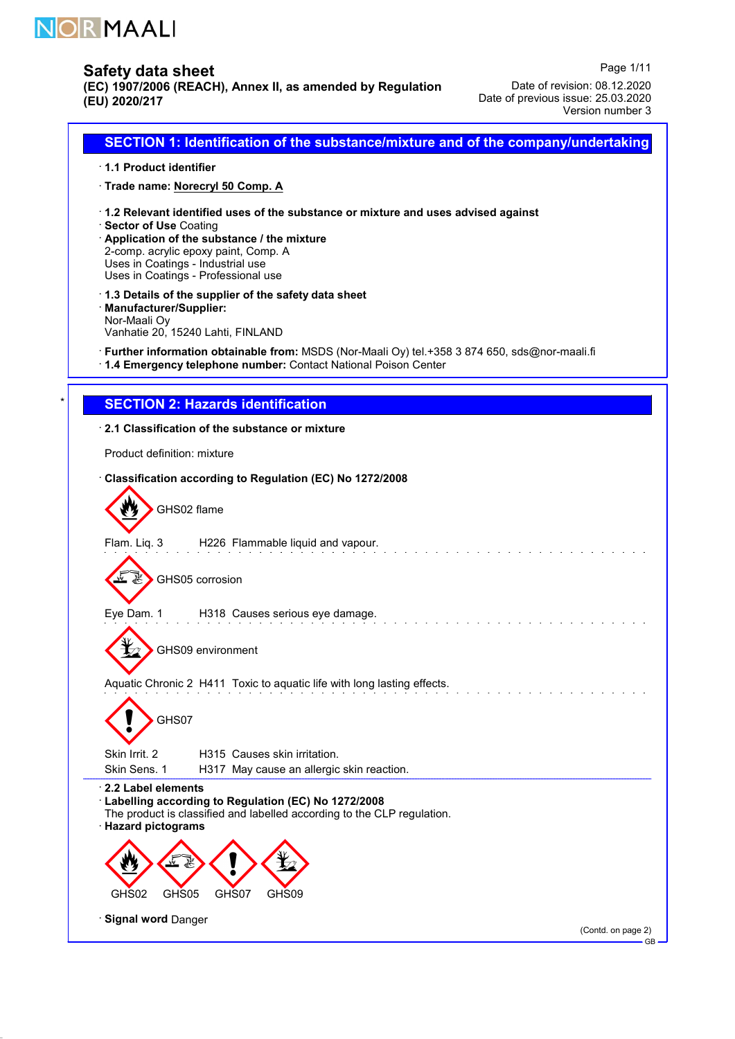# Safety data sheet

**(EC) 1907/2006 (REACH), Annex II, as amended by Regulation (EU) 2020/217**

Date of revision: 08.12.2020
Date of previous issue: 25.03.2020
Version number 3

## SECTION 1: Identification of the substance/mixture and of the company/undertaking

· **1.1 Product identifier**

· **Trade name: Norecryl 50 Comp. A**

· **1.2 Relevant identified uses of the substance or mixture and uses advised against**
· **Sector of Use** Coating
· **Application of the substance / the mixture**
2-comp. acrylic epoxy paint, Comp. A
Uses in Coatings - Industrial use
Uses in Coatings - Professional use

· **1.3 Details of the supplier of the safety data sheet**
· **Manufacturer/Supplier:**
Nor-Maali Oy
Vanhatie 20, 15240 Lahti, FINLAND

· **Further information obtainable from:** MSDS (Nor-Maali Oy) tel.+358 3 874 650, sds@nor-maali.fi
· **1.4 Emergency telephone number:** Contact National Poison Center

## SECTION 2: Hazards identification

· **2.1 Classification of the substance or mixture**

Product definition: mixture

· **Classification according to Regulation (EC) No 1272/2008**

GHS02 flame

Flam. Liq. 3 H226 Flammable liquid and vapour.

GHS05 corrosion

Eye Dam. 1 H318 Causes serious eye damage.

GHS09 environment

Aquatic Chronic 2 H411 Toxic to aquatic life with long lasting effects.

GHS07

Skin Irrit. 2 H315 Causes skin irritation.
Skin Sens. 1 H317 May cause an allergic skin reaction.

· **2.2 Label elements**
· **Labelling according to Regulation (EC) No 1272/2008**
The product is classified and labelled according to the CLP regulation.
· **Hazard pictograms**

GHS02 GHS05 GHS07 GHS09

· **Signal word** Danger

(Contd. on page 2)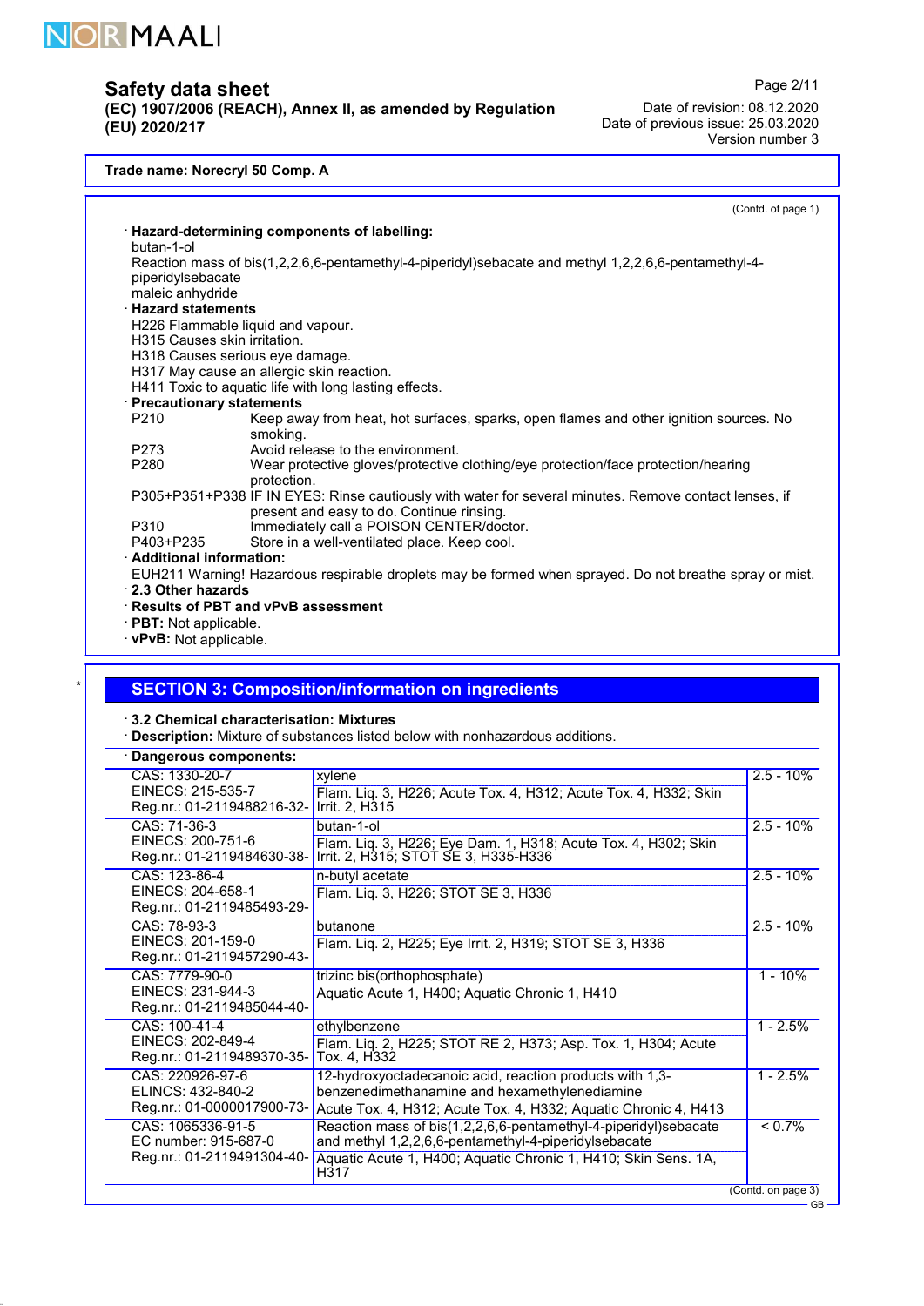**Trade name: Norecryl 50 Comp. A**

(Contd. of page 1)

· **Hazard-determining components of labelling:**
butan-1-ol
Reaction mass of bis(1,2,2,6,6-pentamethyl-4-piperidyl)sebacate and methyl 1,2,2,6,6-pentamethyl-4-piperidylsebacate
maleic anhydride

· **Hazard statements**
H226 Flammable liquid and vapour.
H315 Causes skin irritation.
H318 Causes serious eye damage.
H317 May cause an allergic skin reaction.
H411 Toxic to aquatic life with long lasting effects.

· **Precautionary statements**

P210 Keep away from heat, hot surfaces, sparks, open flames and other ignition sources. No smoking.
P273 Avoid release to the environment.
P280 Wear protective gloves/protective clothing/eye protection/face protection/hearing protection.
P305+P351+P338 IF IN EYES: Rinse cautiously with water for several minutes. Remove contact lenses, if present and easy to do. Continue rinsing.
P310 Immediately call a POISON CENTER/doctor.
P403+P235 Store in a well-ventilated place. Keep cool.

· **Additional information:**
EUH211 Warning! Hazardous respirable droplets may be formed when sprayed. Do not breathe spray or mist.

· **2.3 Other hazards**
· **Results of PBT and vPvB assessment**
· **PBT:** Not applicable.
· **vPvB:** Not applicable.

## SECTION 3: Composition/information on ingredients

· **3.2 Chemical characterisation: Mixtures**
· **Description:** Mixture of substances listed below with nonhazardous additions.

· **Dangerous components:**

| Identifiers | Substance / Classification | Concentration |
|---|---|---|
| CAS: 1330-20-7<br>EINECS: 215-535-7<br>Reg.nr.: 01-2119488216-32- | xylene<br>Flam. Liq. 3, H226; Acute Tox. 4, H312; Acute Tox. 4, H332; Skin Irrit. 2, H315 | 2.5 - 10% |
| CAS: 71-36-3<br>EINECS: 200-751-6<br>Reg.nr.: 01-2119484630-38- | butan-1-ol<br>Flam. Liq. 3, H226; Eye Dam. 1, H318; Acute Tox. 4, H302; Skin Irrit. 2, H315; STOT SE 3, H335-H336 | 2.5 - 10% |
| CAS: 123-86-4<br>EINECS: 204-658-1<br>Reg.nr.: 01-2119485493-29- | n-butyl acetate<br>Flam. Liq. 3, H226; STOT SE 3, H336 | 2.5 - 10% |
| CAS: 78-93-3<br>EINECS: 201-159-0<br>Reg.nr.: 01-2119457290-43- | butanone<br>Flam. Liq. 2, H225; Eye Irrit. 2, H319; STOT SE 3, H336 | 2.5 - 10% |
| CAS: 7779-90-0<br>EINECS: 231-944-3<br>Reg.nr.: 01-2119485044-40- | trizinc bis(orthophosphate)<br>Aquatic Acute 1, H400; Aquatic Chronic 1, H410 | 1 - 10% |
| CAS: 100-41-4<br>EINECS: 202-849-4<br>Reg.nr.: 01-2119489370-35- | ethylbenzene<br>Flam. Liq. 2, H225; STOT RE 2, H373; Asp. Tox. 1, H304; Acute Tox. 4, H332 | 1 - 2.5% |
| CAS: 220926-97-6<br>ELINCS: 432-840-2<br>Reg.nr.: 01-0000017900-73- | 12-hydroxyoctadecanoic acid, reaction products with 1,3-benzenedimethanamine and hexamethylenediamine<br>Acute Tox. 4, H312; Acute Tox. 4, H332; Aquatic Chronic 4, H413 | 1 - 2.5% |
| CAS: 1065336-91-5<br>EC number: 915-687-0<br>Reg.nr.: 01-2119491304-40- | Reaction mass of bis(1,2,2,6,6-pentamethyl-4-piperidyl)sebacate and methyl 1,2,2,6,6-pentamethyl-4-piperidylsebacate<br>Aquatic Acute 1, H400; Aquatic Chronic 1, H410; Skin Sens. 1A, H317 | < 0.7% |

(Contd. on page 3)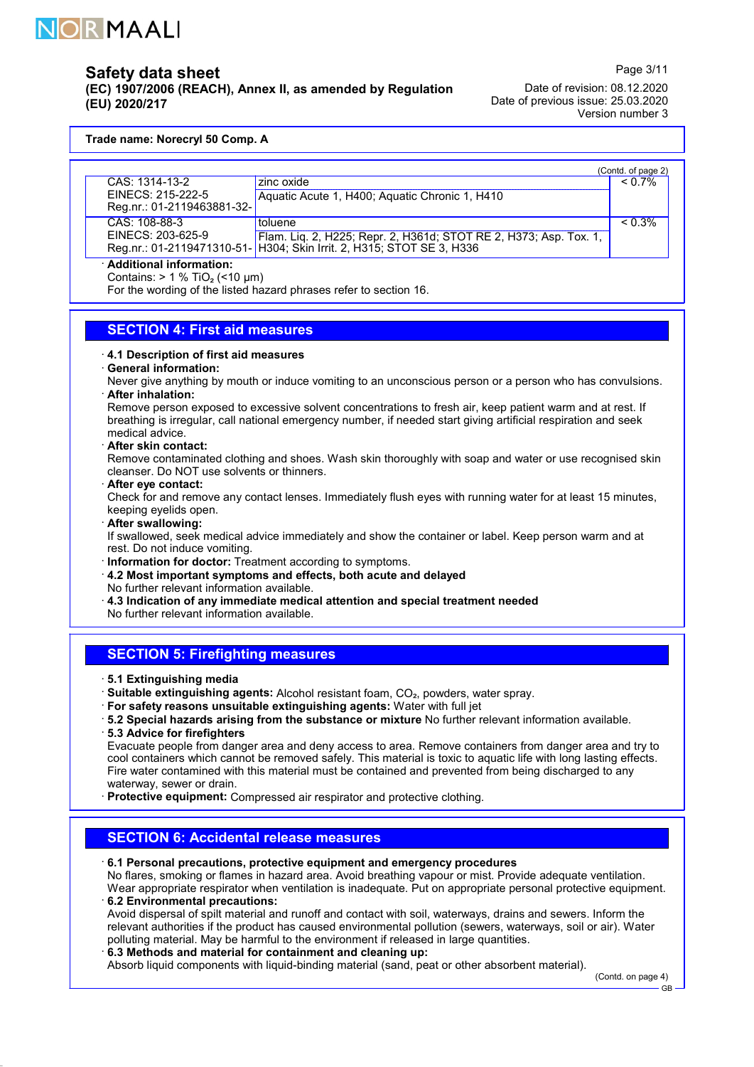**Trade name: Norecryl 50 Comp. A**

(Contd. of page 2)

| | | |
|---|---|---|
| CAS: 1314-13-2<br>EINECS: 215-222-5<br>Reg.nr.: 01-2119463881-32- | zinc oxide<br>Aquatic Acute 1, H400; Aquatic Chronic 1, H410 | < 0.7% |
| CAS: 108-88-3<br>EINECS: 203-625-9<br>Reg.nr.: 01-2119471310-51- | toluene<br>Flam. Liq. 2, H225; Repr. 2, H361d; STOT RE 2, H373; Asp. Tox. 1, H304; Skin Irrit. 2, H315; STOT SE 3, H336 | < 0.3% |

· **Additional information:**
Contains: > 1 % $TiO_2$ (<10 µm)
For the wording of the listed hazard phrases refer to section 16.

## SECTION 4: First aid measures

· **4.1 Description of first aid measures**
· **General information:**
Never give anything by mouth or induce vomiting to an unconscious person or a person who has convulsions.
· **After inhalation:**
Remove person exposed to excessive solvent concentrations to fresh air, keep patient warm and at rest. If breathing is irregular, call national emergency number, if needed start giving artificial respiration and seek medical advice.
· **After skin contact:**
Remove contaminated clothing and shoes. Wash skin thoroughly with soap and water or use recognised skin cleanser. Do NOT use solvents or thinners.
· **After eye contact:**
Check for and remove any contact lenses. Immediately flush eyes with running water for at least 15 minutes, keeping eyelids open.
· **After swallowing:**
If swallowed, seek medical advice immediately and show the container or label. Keep person warm and at rest. Do not induce vomiting.
· **Information for doctor:** Treatment according to symptoms.
· **4.2 Most important symptoms and effects, both acute and delayed**
No further relevant information available.
· **4.3 Indication of any immediate medical attention and special treatment needed**
No further relevant information available.

## SECTION 5: Firefighting measures

· **5.1 Extinguishing media**
· **Suitable extinguishing agents:** Alcohol resistant foam, $CO_2$, powders, water spray.
· **For safety reasons unsuitable extinguishing agents:** Water with full jet
· **5.2 Special hazards arising from the substance or mixture** No further relevant information available.
· **5.3 Advice for firefighters**
Evacuate people from danger area and deny access to area. Remove containers from danger area and try to cool containers which cannot be removed safely. This material is toxic to aquatic life with long lasting effects. Fire water contaminated with this material must be contained and prevented from being discharged to any waterway, sewer or drain.
· **Protective equipment:** Compressed air respirator and protective clothing.

## SECTION 6: Accidental release measures

· **6.1 Personal precautions, protective equipment and emergency procedures**
No flares, smoking or flames in hazard area. Avoid breathing vapour or mist. Provide adequate ventilation. Wear appropriate respirator when ventilation is inadequate. Put on appropriate personal protective equipment.
· **6.2 Environmental precautions:**
Avoid dispersal of spilt material and runoff and contact with soil, waterways, drains and sewers. Inform the relevant authorities if the product has caused environmental pollution (sewers, waterways, soil or air). Water polluting material. May be harmful to the environment if released in large quantities.
· **6.3 Methods and material for containment and cleaning up:**
Absorb liquid components with liquid-binding material (sand, peat or other absorbent material).

(Contd. on page 4)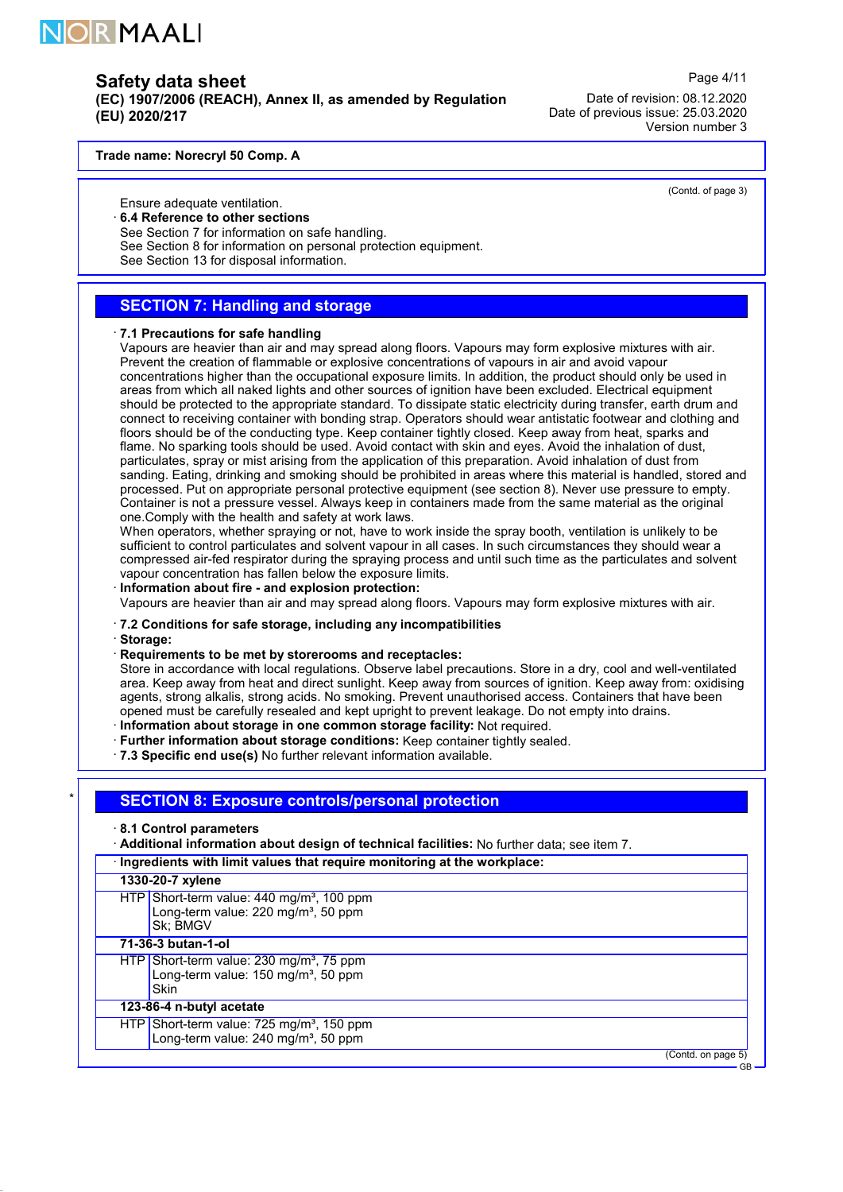Trade name: Norecryl 50 Comp. A

(Contd. of page 3)

Ensure adequate ventilation.

· **6.4 Reference to other sections**
See Section 7 for information on safe handling.
See Section 8 for information on personal protection equipment.
See Section 13 for disposal information.

## SECTION 7: Handling and storage

· **7.1 Precautions for safe handling**
Vapours are heavier than air and may spread along floors. Vapours may form explosive mixtures with air. Prevent the creation of flammable or explosive concentrations of vapours in air and avoid vapour concentrations higher than the occupational exposure limits. In addition, the product should only be used in areas from which all naked lights and other sources of ignition have been excluded. Electrical equipment should be protected to the appropriate standard. To dissipate static electricity during transfer, earth drum and connect to receiving container with bonding strap. Operators should wear antistatic footwear and clothing and floors should be of the conducting type. Keep container tightly closed. Keep away from heat, sparks and flame. No sparking tools should be used. Avoid contact with skin and eyes. Avoid the inhalation of dust, particulates, spray or mist arising from the application of this preparation. Avoid inhalation of dust from sanding. Eating, drinking and smoking should be prohibited in areas where this material is handled, stored and processed. Put on appropriate personal protective equipment (see section 8). Never use pressure to empty. Container is not a pressure vessel. Always keep in containers made from the same material as the original one.Comply with the health and safety at work laws.
When operators, whether spraying or not, have to work inside the spray booth, ventilation is unlikely to be sufficient to control particulates and solvent vapour in all cases. In such circumstances they should wear a compressed air-fed respirator during the spraying process and until such time as the particulates and solvent vapour concentration has fallen below the exposure limits.

· **Information about fire - and explosion protection:**
Vapours are heavier than air and may spread along floors. Vapours may form explosive mixtures with air.

· **7.2 Conditions for safe storage, including any incompatibilities**
· **Storage:**
· **Requirements to be met by storerooms and receptacles:**
Store in accordance with local regulations. Observe label precautions. Store in a dry, cool and well-ventilated area. Keep away from heat and direct sunlight. Keep away from sources of ignition. Keep away from: oxidising agents, strong alkalis, strong acids. No smoking. Prevent unauthorised access. Containers that have been opened must be carefully resealed and kept upright to prevent leakage. Do not empty into drains.
· **Information about storage in one common storage facility:** Not required.
· **Further information about storage conditions:** Keep container tightly sealed.
· **7.3 Specific end use(s)** No further relevant information available.

## SECTION 8: Exposure controls/personal protection

· **8.1 Control parameters**
· **Additional information about design of technical facilities:** No further data; see item 7.

| · Ingredients with limit values that require monitoring at the workplace: | |
|---|---|
| **1330-20-7 xylene** | |
| HTP | Short-term value: 440 mg/m³, 100 ppm<br>Long-term value: 220 mg/m³, 50 ppm<br>Sk; BMGV |
| **71-36-3 butan-1-ol** | |
| HTP | Short-term value: 230 mg/m³, 75 ppm<br>Long-term value: 150 mg/m³, 50 ppm<br>Skin |
| **123-86-4 n-butyl acetate** | |
| HTP | Short-term value: 725 mg/m³, 150 ppm<br>Long-term value: 240 mg/m³, 50 ppm |

(Contd. on page 5)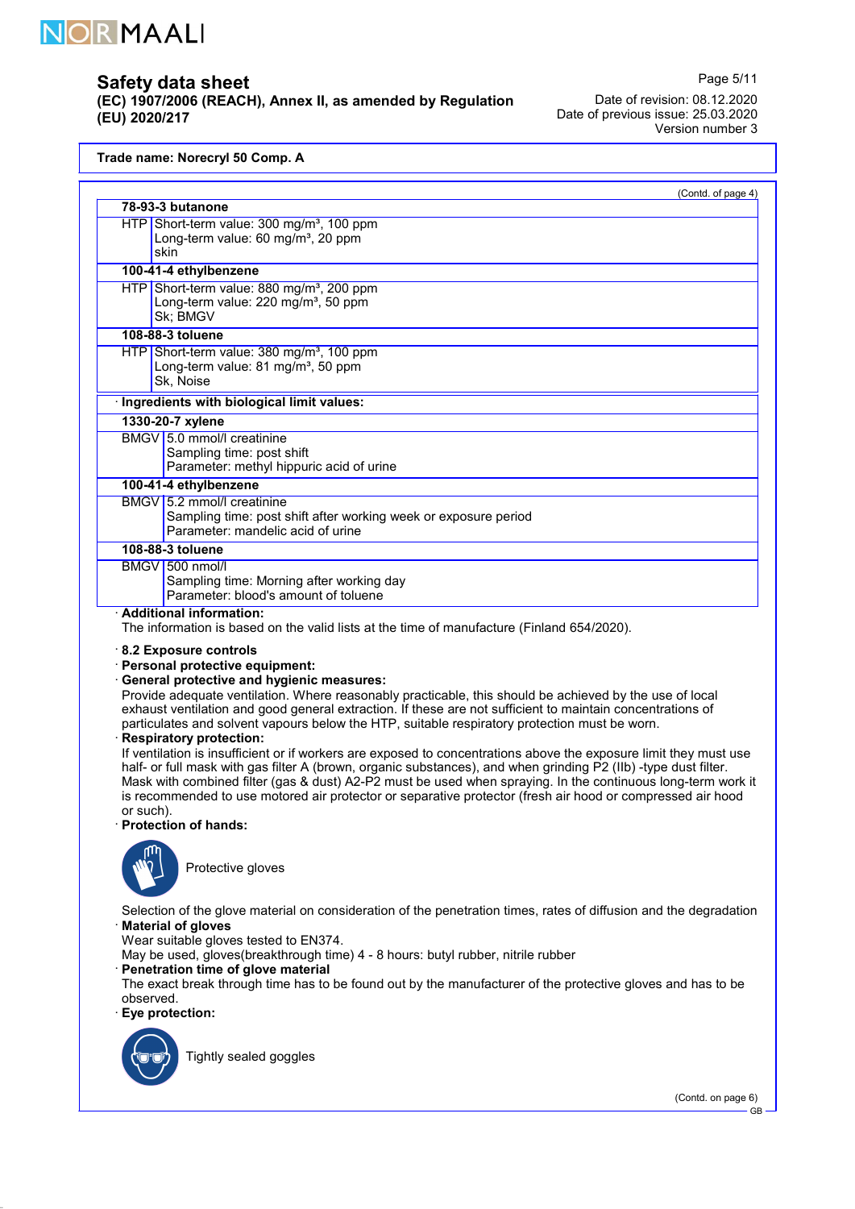**Trade name: Norecryl 50 Comp. A**

(Contd. of page 4)

| | |
|---|---|
| **78-93-3 butanone** | |
| HTP | Short-term value: 300 mg/m³, 100 ppm<br>Long-term value: 60 mg/m³, 20 ppm<br>skin |
| **100-41-4 ethylbenzene** | |
| HTP | Short-term value: 880 mg/m³, 200 ppm<br>Long-term value: 220 mg/m³, 50 ppm<br>Sk; BMGV |
| **108-88-3 toluene** | |
| HTP | Short-term value: 380 mg/m³, 100 ppm<br>Long-term value: 81 mg/m³, 50 ppm<br>Sk, Noise |

· **Ingredients with biological limit values:**

| | |
|---|---|
| **1330-20-7 xylene** | |
| BMGV | 5.0 mmol/l creatinine<br>Sampling time: post shift<br>Parameter: methyl hippuric acid of urine |
| **100-41-4 ethylbenzene** | |
| BMGV | 5.2 mmol/l creatinine<br>Sampling time: post shift after working week or exposure period<br>Parameter: mandelic acid of urine |
| **108-88-3 toluene** | |
| BMGV | 500 nmol/l<br>Sampling time: Morning after working day<br>Parameter: blood's amount of toluene |

· **Additional information:**
The information is based on the valid lists at the time of manufacture (Finland 654/2020).

· **8.2 Exposure controls**
· **Personal protective equipment:**
· **General protective and hygienic measures:**
Provide adequate ventilation. Where reasonably practicable, this should be achieved by the use of local exhaust ventilation and good general extraction. If these are not sufficient to maintain concentrations of particulates and solvent vapours below the HTP, suitable respiratory protection must be worn.
· **Respiratory protection:**
If ventilation is insufficient or if workers are exposed to concentrations above the exposure limit they must use half- or full mask with gas filter A (brown, organic substances), and when grinding P2 (IIb) -type dust filter. Mask with combined filter (gas & dust) A2-P2 must be used when spraying. In the continuous long-term work it is recommended to use motored air protector or separative protector (fresh air hood or compressed air hood or such).
· **Protection of hands:**

Protective gloves

Selection of the glove material on consideration of the penetration times, rates of diffusion and the degradation
· **Material of gloves**
Wear suitable gloves tested to EN374.
May be used, gloves(breakthrough time) 4 - 8 hours: butyl rubber, nitrile rubber
· **Penetration time of glove material**
The exact break through time has to be found out by the manufacturer of the protective gloves and has to be observed.
· **Eye protection:**

Tightly sealed goggles

(Contd. on page 6)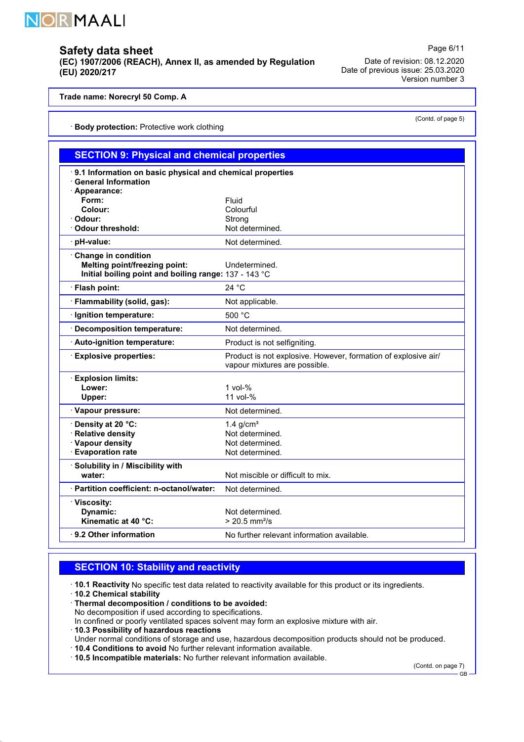**Trade name: Norecryl 50 Comp. A**

(Contd. of page 5)

· **Body protection:** Protective work clothing

## SECTION 9: Physical and chemical properties

| · **9.1 Information on basic physical and chemical properties** | |
|---|---|
| · **General Information** | |
| · **Appearance:** | |
| **Form:** | Fluid |
| **Colour:** | Colourful |
| · **Odour:** | Strong |
| · **Odour threshold:** | Not determined. |
| · **pH-value:** | Not determined. |
| · **Change in condition** | |
| **Melting point/freezing point:** | Undetermined. |
| **Initial boiling point and boiling range:** | 137 - 143 °C |
| · **Flash point:** | 24 °C |
| · **Flammability (solid, gas):** | Not applicable. |
| · **Ignition temperature:** | 500 °C |
| · **Decomposition temperature:** | Not determined. |
| · **Auto-ignition temperature:** | Product is not selfigniting. |
| · **Explosive properties:** | Product is not explosive. However, formation of explosive air/vapour mixtures are possible. |
| · **Explosion limits:** | |
| **Lower:** | 1 vol-% |
| **Upper:** | 11 vol-% |
| · **Vapour pressure:** | Not determined. |
| · **Density at 20 °C:** | 1.4 g/cm³ |
| · **Relative density** | Not determined. |
| · **Vapour density** | Not determined. |
| · **Evaporation rate** | Not determined. |
| · **Solubility in / Miscibility with water:** | Not miscible or difficult to mix. |
| · **Partition coefficient: n-octanol/water:** | Not determined. |
| · **Viscosity:** | |
| **Dynamic:** | Not determined. |
| **Kinematic at 40 °C:** | > 20.5 mm²/s |
| · **9.2 Other information** | No further relevant information available. |

## SECTION 10: Stability and reactivity

· **10.1 Reactivity** No specific test data related to reactivity available for this product or its ingredients.
· **10.2 Chemical stability**
· **Thermal decomposition / conditions to be avoided:**
No decomposition if used according to specifications.
In confined or poorly ventilated spaces solvent may form an explosive mixture with air.
· **10.3 Possibility of hazardous reactions**
Under normal conditions of storage and use, hazardous decomposition products should not be produced.
· **10.4 Conditions to avoid** No further relevant information available.
· **10.5 Incompatible materials:** No further relevant information available.

(Contd. on page 7)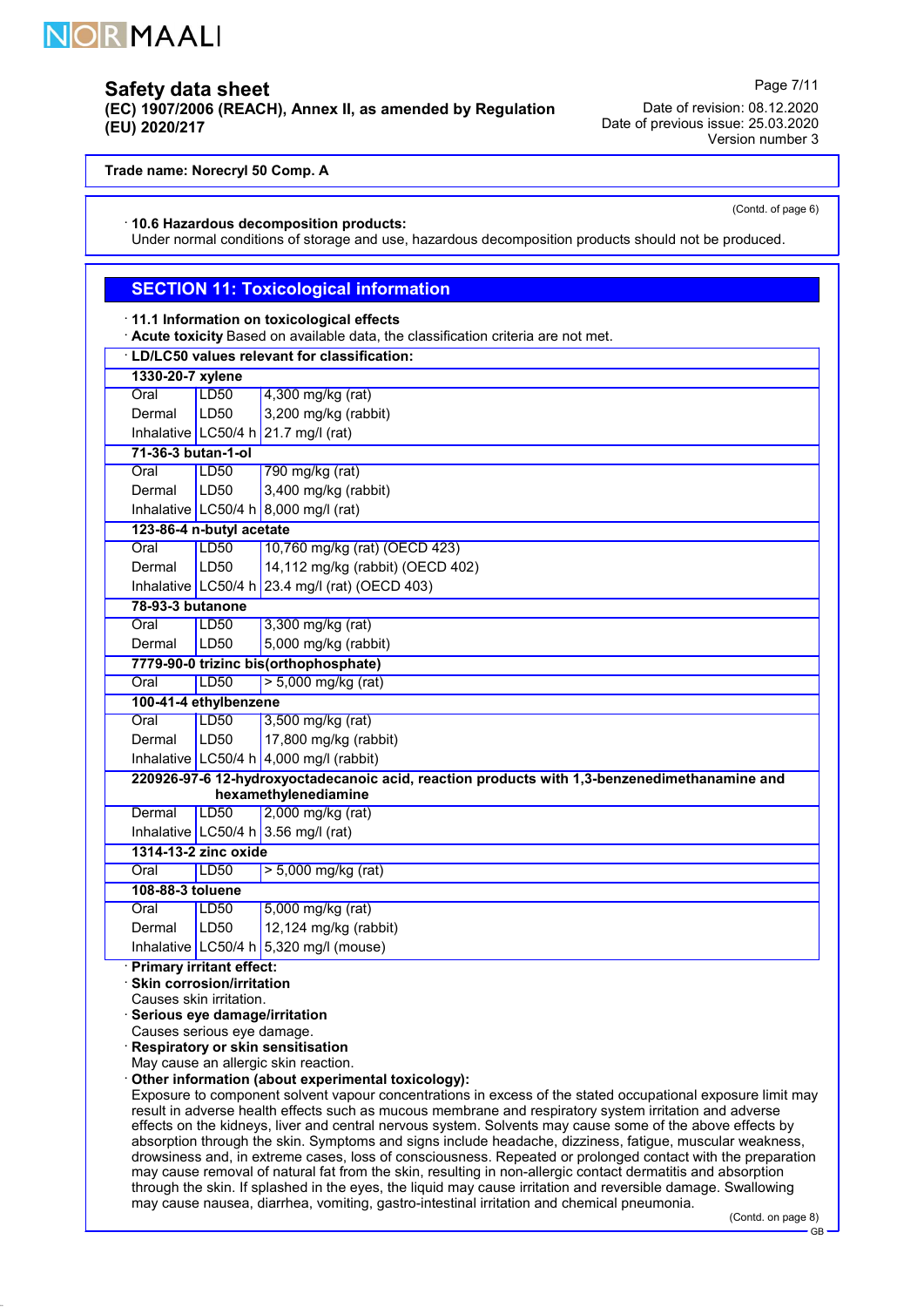**Trade name: Norecryl 50 Comp. A**

(Contd. of page 6)

· **10.6 Hazardous decomposition products:**
Under normal conditions of storage and use, hazardous decomposition products should not be produced.

## SECTION 11: Toxicological information

· **11.1 Information on toxicological effects**
· **Acute toxicity** Based on available data, the classification criteria are not met.

| · **LD/LC50 values relevant for classification:** | | |
|---|---|---|
| **1330-20-7 xylene** | | |
| Oral | LD50 | 4,300 mg/kg (rat) |
| Dermal | LD50 | 3,200 mg/kg (rabbit) |
| Inhalative | LC50/4 h | 21.7 mg/l (rat) |
| **71-36-3 butan-1-ol** | | |
| Oral | LD50 | 790 mg/kg (rat) |
| Dermal | LD50 | 3,400 mg/kg (rabbit) |
| Inhalative | LC50/4 h | 8,000 mg/l (rat) |
| **123-86-4 n-butyl acetate** | | |
| Oral | LD50 | 10,760 mg/kg (rat) (OECD 423) |
| Dermal | LD50 | 14,112 mg/kg (rabbit) (OECD 402) |
| Inhalative | LC50/4 h | 23.4 mg/l (rat) (OECD 403) |
| **78-93-3 butanone** | | |
| Oral | LD50 | 3,300 mg/kg (rat) |
| Dermal | LD50 | 5,000 mg/kg (rabbit) |
| **7779-90-0 trizinc bis(orthophosphate)** | | |
| Oral | LD50 | > 5,000 mg/kg (rat) |
| **100-41-4 ethylbenzene** | | |
| Oral | LD50 | 3,500 mg/kg (rat) |
| Dermal | LD50 | 17,800 mg/kg (rabbit) |
| Inhalative | LC50/4 h | 4,000 mg/l (rabbit) |
| **220926-97-6 12-hydroxyoctadecanoic acid, reaction products with 1,3-benzenedimethanamine and hexamethylenediamine** | | |
| Dermal | LD50 | 2,000 mg/kg (rat) |
| Inhalative | LC50/4 h | 3.56 mg/l (rat) |
| **1314-13-2 zinc oxide** | | |
| Oral | LD50 | > 5,000 mg/kg (rat) |
| **108-88-3 toluene** | | |
| Oral | LD50 | 5,000 mg/kg (rat) |
| Dermal | LD50 | 12,124 mg/kg (rabbit) |
| Inhalative | LC50/4 h | 5,320 mg/l (mouse) |

· **Primary irritant effect:**
· **Skin corrosion/irritation**
Causes skin irritation.
· **Serious eye damage/irritation**
Causes serious eye damage.
· **Respiratory or skin sensitisation**
May cause an allergic skin reaction.
· **Other information (about experimental toxicology):**
Exposure to component solvent vapour concentrations in excess of the stated occupational exposure limit may result in adverse health effects such as mucous membrane and respiratory system irritation and adverse effects on the kidneys, liver and central nervous system. Solvents may cause some of the above effects by absorption through the skin. Symptoms and signs include headache, dizziness, fatigue, muscular weakness, drowsiness and, in extreme cases, loss of consciousness. Repeated or prolonged contact with the preparation may cause removal of natural fat from the skin, resulting in non-allergic contact dermatitis and absorption through the skin. If splashed in the eyes, the liquid may cause irritation and reversible damage. Swallowing may cause nausea, diarrhea, vomiting, gastro-intestinal irritation and chemical pneumonia.

(Contd. on page 8)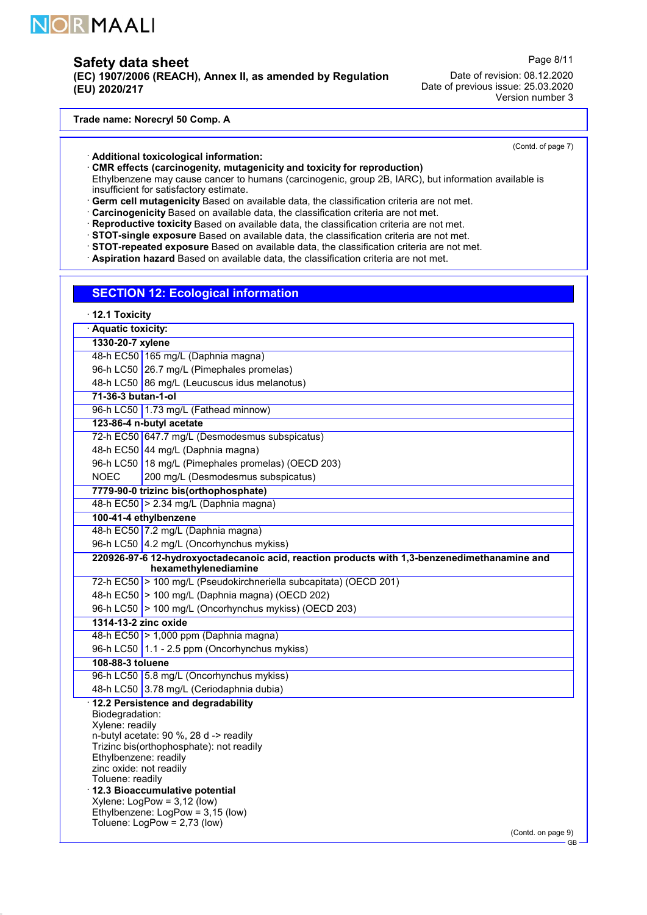Trade name: Norecryl 50 Comp. A

(Contd. of page 7)

· **Additional toxicological information:**
· **CMR effects (carcinogenity, mutagenicity and toxicity for reproduction)**
Ethylbenzene may cause cancer to humans (carcinogenic, group 2B, IARC), but information available is insufficient for satisfactory estimate.
· **Germ cell mutagenicity** Based on available data, the classification criteria are not met.
· **Carcinogenicity** Based on available data, the classification criteria are not met.
· **Reproductive toxicity** Based on available data, the classification criteria are not met.
· **STOT-single exposure** Based on available data, the classification criteria are not met.
· **STOT-repeated exposure** Based on available data, the classification criteria are not met.
· **Aspiration hazard** Based on available data, the classification criteria are not met.

## SECTION 12: Ecological information

· **12.1 Toxicity**

| · **Aquatic toxicity:** | |
|---|---|
| **1330-20-7 xylene** | |
| 48-h EC50 | 165 mg/L (Daphnia magna) |
| 96-h LC50 | 26.7 mg/L (Pimephales promelas) |
| 48-h LC50 | 86 mg/L (Leucuscus idus melanotus) |
| **71-36-3 butan-1-ol** | |
| 96-h LC50 | 1.73 mg/L (Fathead minnow) |
| **123-86-4 n-butyl acetate** | |
| 72-h EC50 | 647.7 mg/L (Desmodesmus subspicatus) |
| 48-h EC50 | 44 mg/L (Daphnia magna) |
| 96-h LC50 | 18 mg/L (Pimephales promelas) (OECD 203) |
| NOEC | 200 mg/L (Desmodesmus subspicatus) |
| **7779-90-0 trizinc bis(orthophosphate)** | |
| 48-h EC50 | > 2.34 mg/L (Daphnia magna) |
| **100-41-4 ethylbenzene** | |
| 48-h EC50 | 7.2 mg/L (Daphnia magna) |
| 96-h LC50 | 4.2 mg/L (Oncorhynchus mykiss) |
| **220926-97-6 12-hydroxyoctadecanoic acid, reaction products with 1,3-benzenedimethanamine and hexamethylenediamine** | |
| 72-h EC50 | > 100 mg/L (Pseudokirchneriella subcapitata) (OECD 201) |
| 48-h EC50 | > 100 mg/L (Daphnia magna) (OECD 202) |
| 96-h LC50 | > 100 mg/L (Oncorhynchus mykiss) (OECD 203) |
| **1314-13-2 zinc oxide** | |
| 48-h EC50 | > 1,000 ppm (Daphnia magna) |
| 96-h LC50 | 1.1 - 2.5 ppm (Oncorhynchus mykiss) |
| **108-88-3 toluene** | |
| 96-h LC50 | 5.8 mg/L (Oncorhynchus mykiss) |
| 48-h LC50 | 3.78 mg/L (Ceriodaphnia dubia) |

· **12.2 Persistence and degradability**
Biodegradation:
Xylene: readily
n-butyl acetate: 90 %, 28 d -> readily
Trizinc bis(orthophosphate): not readily
Ethylbenzene: readily
zinc oxide: not readily
Toluene: readily

· **12.3 Bioaccumulative potential**
Xylene: LogPow = 3,12 (low)
Ethylbenzene: LogPow = 3,15 (low)
Toluene: LogPow = 2,73 (low)

(Contd. on page 9)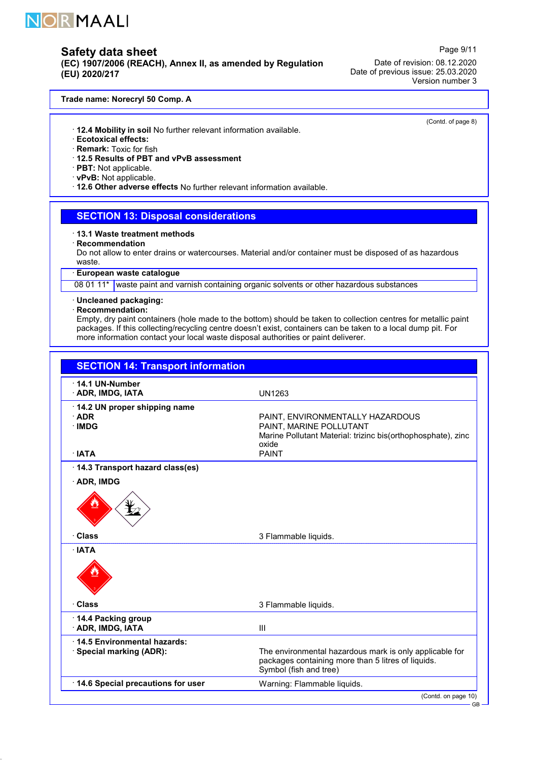(Contd. of page 8)

· **12.4 Mobility in soil** No further relevant information available.
· **Ecotoxical effects:**
· **Remark:** Toxic for fish
· **12.5 Results of PBT and vPvB assessment**
· **PBT:** Not applicable.
· **vPvB:** Not applicable.
· **12.6 Other adverse effects** No further relevant information available.

## SECTION 13: Disposal considerations

· **13.1 Waste treatment methods**
· **Recommendation**
Do not allow to enter drains or watercourses. Material and/or container must be disposed of as hazardous waste.

· **European waste catalogue**

| | |
|---|---|
| 08 01 11* | waste paint and varnish containing organic solvents or other hazardous substances |

· **Uncleaned packaging:**
· **Recommendation:**
Empty, dry paint containers (hole made to the bottom) should be taken to collection centres for metallic paint packages. If this collecting/recycling centre doesn't exist, containers can be taken to a local dump pit. For more information contact your local waste disposal authorities or paint deliverer.

## SECTION 14: Transport information

· **14.1 UN-Number**
· **ADR, IMDG, IATA** — UN1263

· **14.2 UN proper shipping name**
· **ADR** — PAINT, ENVIRONMENTALLY HAZARDOUS
· **IMDG** — PAINT, MARINE POLLUTANT
Marine Pollutant Material: trizinc bis(orthophosphate), zinc oxide
· **IATA** — PAINT

· **14.3 Transport hazard class(es)**

· **ADR, IMDG**

· **Class** — 3 Flammable liquids.

· **IATA**

· **Class** — 3 Flammable liquids.

· **14.4 Packing group**
· **ADR, IMDG, IATA** — III

· **14.5 Environmental hazards:**
· **Special marking (ADR):** — The environmental hazardous mark is only applicable for packages containing more than 5 litres of liquids. Symbol (fish and tree)

· **14.6 Special precautions for user** — Warning: Flammable liquids.

(Contd. on page 10)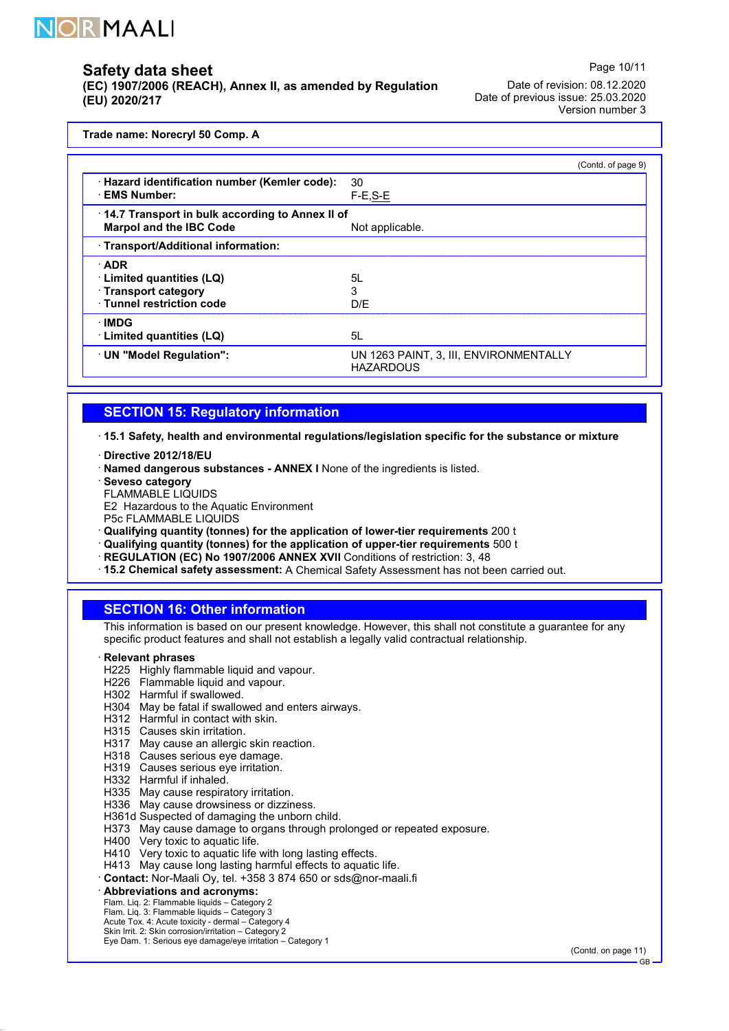**Trade name: Norecryl 50 Comp. A**

(Contd. of page 9)

| | |
|---|---|
| · **Hazard identification number (Kemler code):** | 30 |
| · **EMS Number:** | F-E,S-E |
| · **14.7 Transport in bulk according to Annex II of Marpol and the IBC Code** | Not applicable. |
| · **Transport/Additional information:** | |
| · **ADR** | |
| · **Limited quantities (LQ)** | 5L |
| · **Transport category** | 3 |
| · **Tunnel restriction code** | D/E |
| · **IMDG** | |
| · **Limited quantities (LQ)** | 5L |
| · **UN "Model Regulation":** | UN 1263 PAINT, 3, III, ENVIRONMENTALLY HAZARDOUS |

## SECTION 15: Regulatory information

· **15.1 Safety, health and environmental regulations/legislation specific for the substance or mixture**

· **Directive 2012/18/EU**
· **Named dangerous substances - ANNEX I** None of the ingredients is listed.
· **Seveso category**
FLAMMABLE LIQUIDS
E2 Hazardous to the Aquatic Environment
P5c FLAMMABLE LIQUIDS
· **Qualifying quantity (tonnes) for the application of lower-tier requirements** 200 t
· **Qualifying quantity (tonnes) for the application of upper-tier requirements** 500 t
· **REGULATION (EC) No 1907/2006 ANNEX XVII** Conditions of restriction: 3, 48
· **15.2 Chemical safety assessment:** A Chemical Safety Assessment has not been carried out.

## SECTION 16: Other information

This information is based on our present knowledge. However, this shall not constitute a guarantee for any specific product features and shall not establish a legally valid contractual relationship.

· **Relevant phrases**
H225 Highly flammable liquid and vapour.
H226 Flammable liquid and vapour.
H302 Harmful if swallowed.
H304 May be fatal if swallowed and enters airways.
H312 Harmful in contact with skin.
H315 Causes skin irritation.
H317 May cause an allergic skin reaction.
H318 Causes serious eye damage.
H319 Causes serious eye irritation.
H332 Harmful if inhaled.
H335 May cause respiratory irritation.
H336 May cause drowsiness or dizziness.
H361d Suspected of damaging the unborn child.
H373 May cause damage to organs through prolonged or repeated exposure.
H400 Very toxic to aquatic life.
H410 Very toxic to aquatic life with long lasting effects.
H413 May cause long lasting harmful effects to aquatic life.
· **Contact:** Nor-Maali Oy, tel. +358 3 874 650 or sds@nor-maali.fi
· **Abbreviations and acronyms:**
Flam. Liq. 2: Flammable liquids – Category 2
Flam. Liq. 3: Flammable liquids – Category 3
Acute Tox. 4: Acute toxicity - dermal – Category 4
Skin Irrit. 2: Skin corrosion/irritation – Category 2
Eye Dam. 1: Serious eye damage/eye irritation – Category 1

(Contd. on page 11)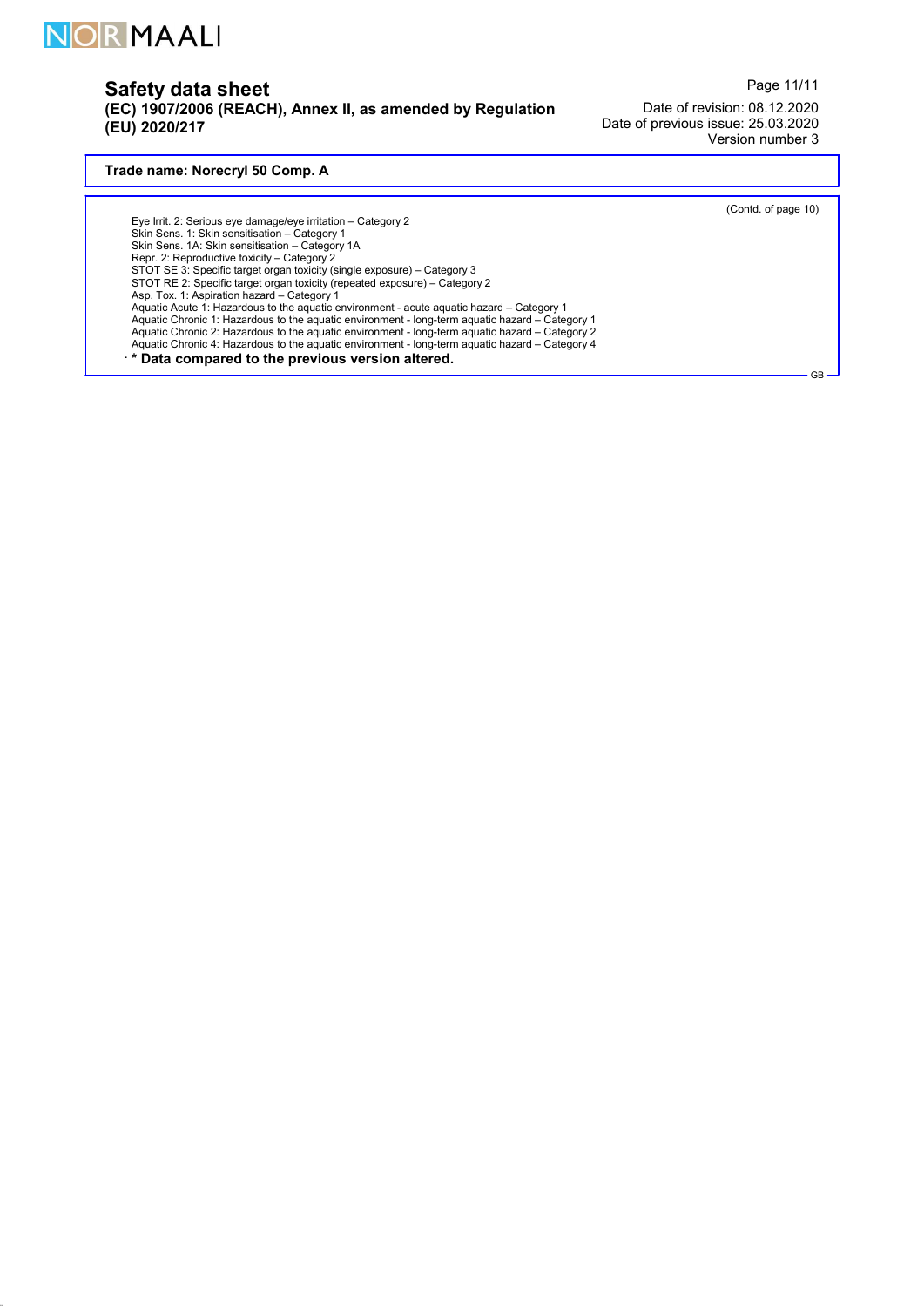(Contd. of page 10)

Eye Irrit. 2: Serious eye damage/eye irritation – Category 2
Skin Sens. 1: Skin sensitisation – Category 1
Skin Sens. 1A: Skin sensitisation – Category 1A
Repr. 2: Reproductive toxicity – Category 2
STOT SE 3: Specific target organ toxicity (single exposure) – Category 3
STOT RE 2: Specific target organ toxicity (repeated exposure) – Category 2
Asp. Tox. 1: Aspiration hazard – Category 1
Aquatic Acute 1: Hazardous to the aquatic environment - acute aquatic hazard – Category 1
Aquatic Chronic 1: Hazardous to the aquatic environment - long-term aquatic hazard – Category 1
Aquatic Chronic 2: Hazardous to the aquatic environment - long-term aquatic hazard – Category 2
Aquatic Chronic 4: Hazardous to the aquatic environment - long-term aquatic hazard – Category 4

· **\* Data compared to the previous version altered.**